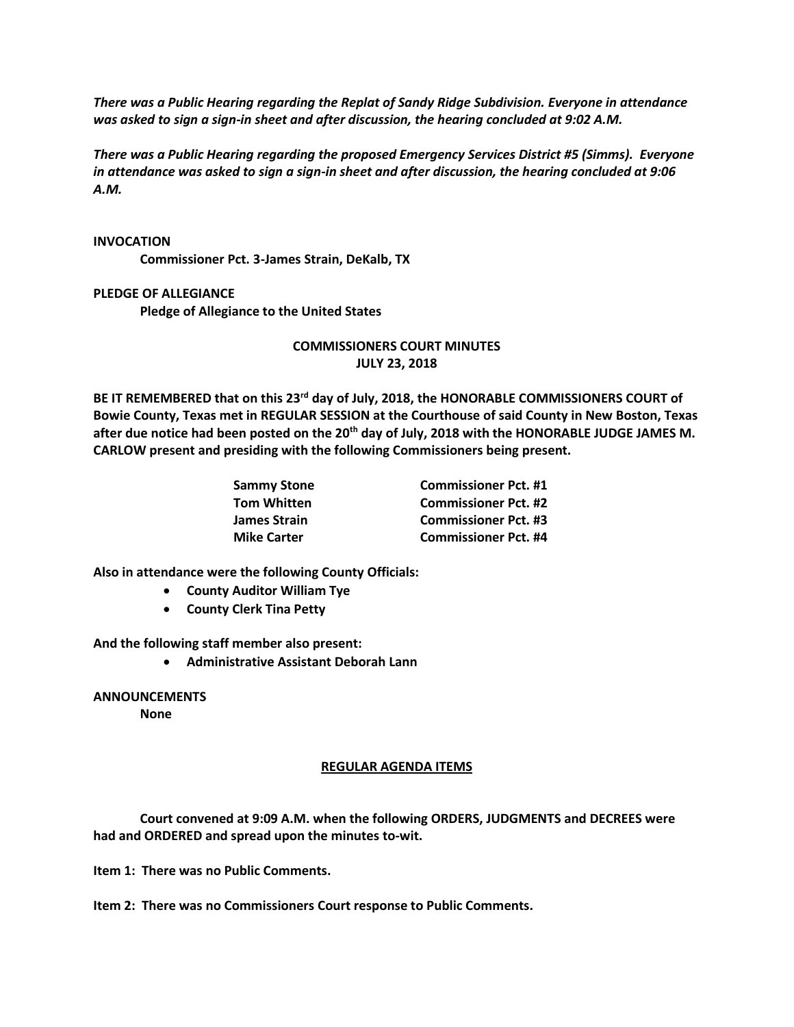***There was a Public Hearing regarding the Replat of Sandy Ridge Subdivision. Everyone in attendance was asked to sign a sign-in sheet and after discussion, the hearing concluded at 9:02 A.M.***

***There was a Public Hearing regarding the proposed Emergency Services District #5 (Simms). Everyone in attendance was asked to sign a sign-in sheet and after discussion, the hearing concluded at 9:06 A.M.***

**INVOCATION**

**Commissioner Pct. 3-James Strain, DeKalb, TX**

**PLEDGE OF ALLEGIANCE**

**Pledge of Allegiance to the United States**

**COMMISSIONERS COURT MINUTES**
**JULY 23, 2018**

**BE IT REMEMBERED that on this 23rd day of July, 2018, the HONORABLE COMMISSIONERS COURT of Bowie County, Texas met in REGULAR SESSION at the Courthouse of said County in New Boston, Texas after due notice had been posted on the 20th day of July, 2018 with the HONORABLE JUDGE JAMES M. CARLOW present and presiding with the following Commissioners being present.**

| | |
|---|---|
| **Sammy Stone** | **Commissioner Pct. #1** |
| **Tom Whitten** | **Commissioner Pct. #2** |
| **James Strain** | **Commissioner Pct. #3** |
| **Mike Carter** | **Commissioner Pct. #4** |

**Also in attendance were the following County Officials:**

- **County Auditor William Tye**
- **County Clerk Tina Petty**

**And the following staff member also present:**

- **Administrative Assistant Deborah Lann**

**ANNOUNCEMENTS**

**None**

**REGULAR AGENDA ITEMS**

**Court convened at 9:09 A.M. when the following ORDERS, JUDGMENTS and DECREES were had and ORDERED and spread upon the minutes to-wit.**

**Item 1: There was no Public Comments.**

**Item 2: There was no Commissioners Court response to Public Comments.**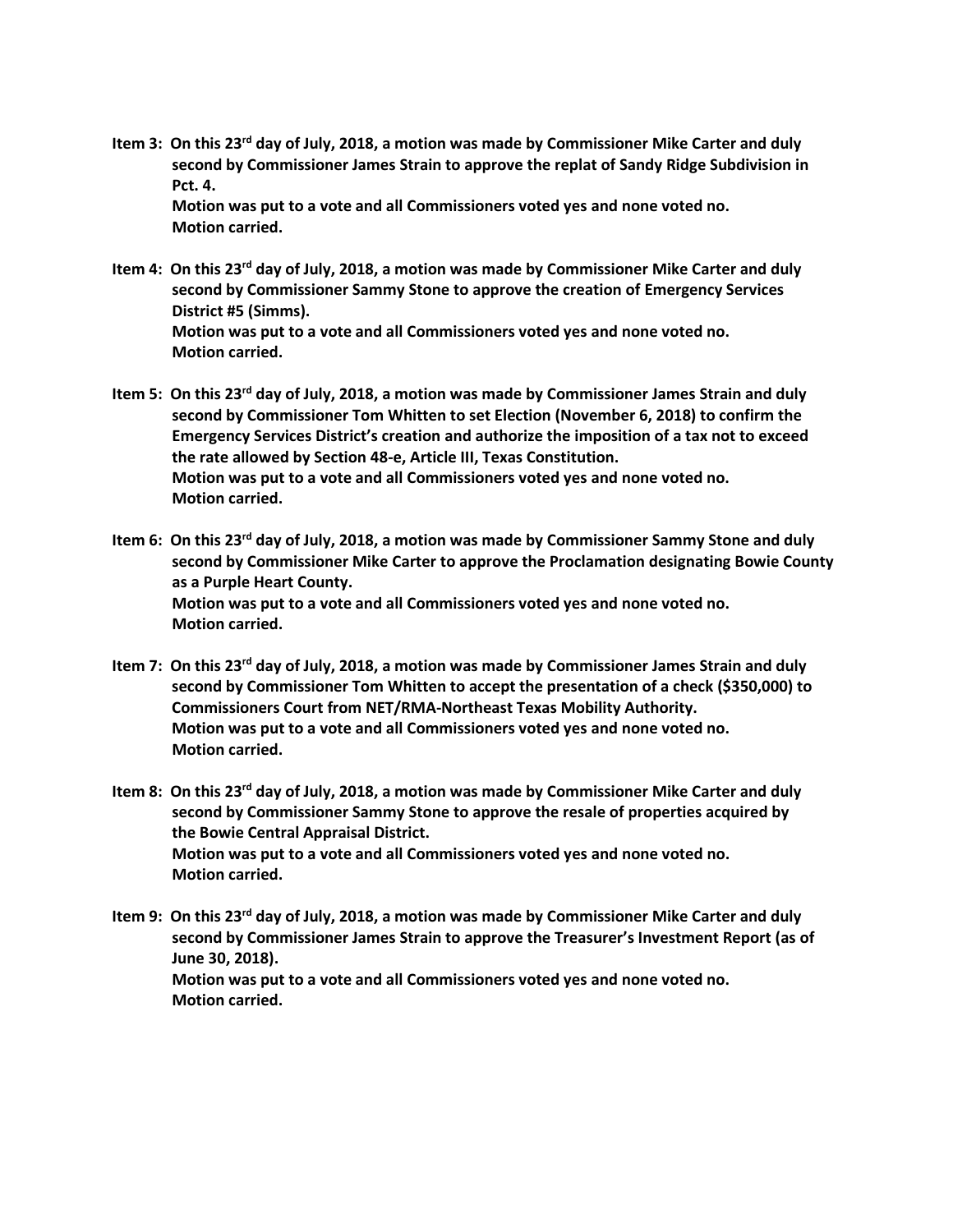**Item 3: On this 23rd day of July, 2018, a motion was made by Commissioner Mike Carter and duly second by Commissioner James Strain to approve the replat of Sandy Ridge Subdivision in Pct. 4.**
**Motion was put to a vote and all Commissioners voted yes and none voted no.**
**Motion carried.**

**Item 4: On this 23rd day of July, 2018, a motion was made by Commissioner Mike Carter and duly second by Commissioner Sammy Stone to approve the creation of Emergency Services District #5 (Simms).**
**Motion was put to a vote and all Commissioners voted yes and none voted no.**
**Motion carried.**

**Item 5: On this 23rd day of July, 2018, a motion was made by Commissioner James Strain and duly second by Commissioner Tom Whitten to set Election (November 6, 2018) to confirm the Emergency Services District's creation and authorize the imposition of a tax not to exceed the rate allowed by Section 48-e, Article III, Texas Constitution.**
**Motion was put to a vote and all Commissioners voted yes and none voted no.**
**Motion carried.**

**Item 6: On this 23rd day of July, 2018, a motion was made by Commissioner Sammy Stone and duly second by Commissioner Mike Carter to approve the Proclamation designating Bowie County as a Purple Heart County.**
**Motion was put to a vote and all Commissioners voted yes and none voted no.**
**Motion carried.**

**Item 7: On this 23rd day of July, 2018, a motion was made by Commissioner James Strain and duly second by Commissioner Tom Whitten to accept the presentation of a check ($350,000) to Commissioners Court from NET/RMA-Northeast Texas Mobility Authority.**
**Motion was put to a vote and all Commissioners voted yes and none voted no.**
**Motion carried.**

**Item 8: On this 23rd day of July, 2018, a motion was made by Commissioner Mike Carter and duly second by Commissioner Sammy Stone to approve the resale of properties acquired by the Bowie Central Appraisal District.**
**Motion was put to a vote and all Commissioners voted yes and none voted no.**
**Motion carried.**

**Item 9: On this 23rd day of July, 2018, a motion was made by Commissioner Mike Carter and duly second by Commissioner James Strain to approve the Treasurer's Investment Report (as of June 30, 2018).**
**Motion was put to a vote and all Commissioners voted yes and none voted no.**
**Motion carried.**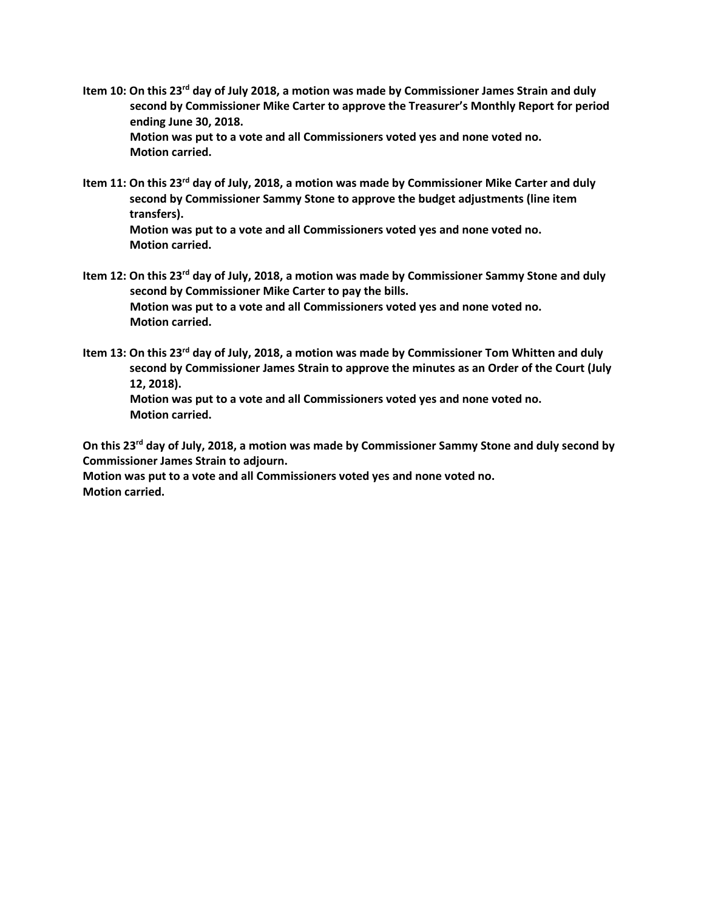**Item 10: On this 23rd day of July 2018, a motion was made by Commissioner James Strain and duly second by Commissioner Mike Carter to approve the Treasurer's Monthly Report for period ending June 30, 2018.**
**Motion was put to a vote and all Commissioners voted yes and none voted no.**
**Motion carried.**

**Item 11: On this 23rd day of July, 2018, a motion was made by Commissioner Mike Carter and duly second by Commissioner Sammy Stone to approve the budget adjustments (line item transfers).**
**Motion was put to a vote and all Commissioners voted yes and none voted no.**
**Motion carried.**

**Item 12: On this 23rd day of July, 2018, a motion was made by Commissioner Sammy Stone and duly second by Commissioner Mike Carter to pay the bills.**
**Motion was put to a vote and all Commissioners voted yes and none voted no.**
**Motion carried.**

**Item 13: On this 23rd day of July, 2018, a motion was made by Commissioner Tom Whitten and duly second by Commissioner James Strain to approve the minutes as an Order of the Court (July 12, 2018).**
**Motion was put to a vote and all Commissioners voted yes and none voted no.**
**Motion carried.**

**On this 23rd day of July, 2018, a motion was made by Commissioner Sammy Stone and duly second by Commissioner James Strain to adjourn.**
**Motion was put to a vote and all Commissioners voted yes and none voted no.**
**Motion carried.**